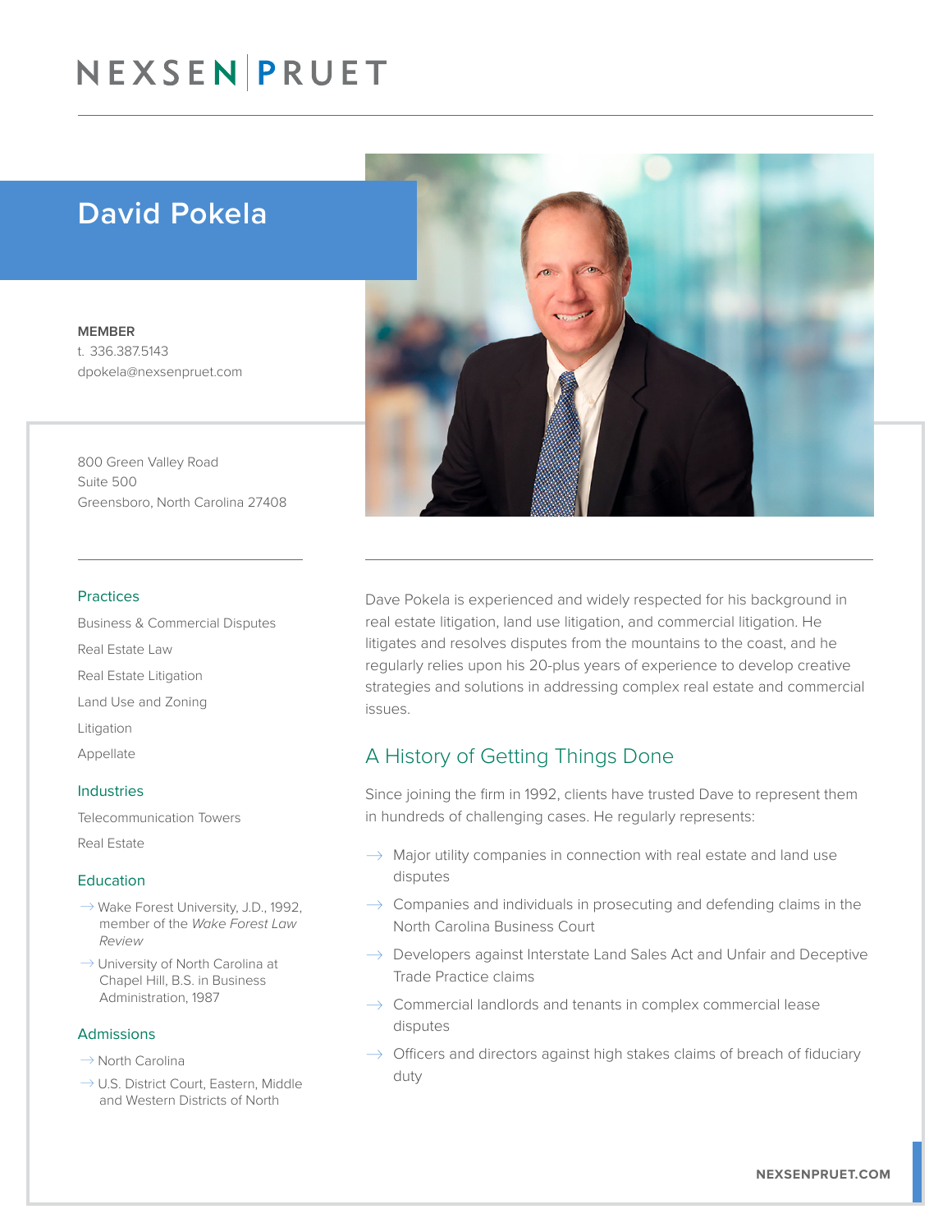NEXSEN | PRUET

# David Pokela

**MEMBER**
t. 336.387.5143
dpokela@nexsenpruet.com

800 Green Valley Road
Suite 500
Greensboro, North Carolina 27408

### Practices

Business & Commercial Disputes

Real Estate Law

Real Estate Litigation

Land Use and Zoning

Litigation

Appellate

### Industries

Telecommunication Towers

Real Estate

### Education

- Wake Forest University, J.D., 1992, member of the *Wake Forest Law Review*
- University of North Carolina at Chapel Hill, B.S. in Business Administration, 1987

### Admissions

- North Carolina
- U.S. District Court, Eastern, Middle and Western Districts of North

Dave Pokela is experienced and widely respected for his background in real estate litigation, land use litigation, and commercial litigation. He litigates and resolves disputes from the mountains to the coast, and he regularly relies upon his 20-plus years of experience to develop creative strategies and solutions in addressing complex real estate and commercial issues.

## A History of Getting Things Done

Since joining the firm in 1992, clients have trusted Dave to represent them in hundreds of challenging cases. He regularly represents:

- Major utility companies in connection with real estate and land use disputes
- Companies and individuals in prosecuting and defending claims in the North Carolina Business Court
- Developers against Interstate Land Sales Act and Unfair and Deceptive Trade Practice claims
- Commercial landlords and tenants in complex commercial lease disputes
- Officers and directors against high stakes claims of breach of fiduciary duty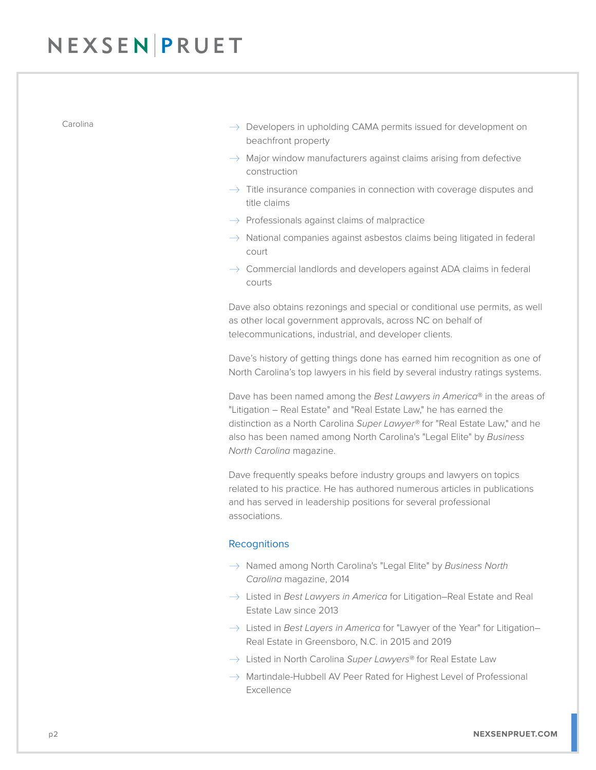Carolina

- Developers in upholding CAMA permits issued for development on beachfront property
- Major window manufacturers against claims arising from defective construction
- Title insurance companies in connection with coverage disputes and title claims
- Professionals against claims of malpractice
- National companies against asbestos claims being litigated in federal court
- Commercial landlords and developers against ADA claims in federal courts

Dave also obtains rezonings and special or conditional use permits, as well as other local government approvals, across NC on behalf of telecommunications, industrial, and developer clients.

Dave's history of getting things done has earned him recognition as one of North Carolina's top lawyers in his field by several industry ratings systems.

Dave has been named among the *Best Lawyers in America®* in the areas of "Litigation – Real Estate" and "Real Estate Law," he has earned the distinction as a North Carolina *Super Lawyer®* for "Real Estate Law," and he also has been named among North Carolina's "Legal Elite" by *Business North Carolina* magazine.

Dave frequently speaks before industry groups and lawyers on topics related to his practice. He has authored numerous articles in publications and has served in leadership positions for several professional associations.

## Recognitions

- Named among North Carolina's "Legal Elite" by *Business North Carolina* magazine, 2014
- Listed in *Best Lawyers in America* for Litigation–Real Estate and Real Estate Law since 2013
- Listed in *Best Layers in America* for "Lawyer of the Year" for Litigation–Real Estate in Greensboro, N.C. in 2015 and 2019
- Listed in North Carolina *Super Lawyers®* for Real Estate Law
- Martindale-Hubbell AV Peer Rated for Highest Level of Professional Excellence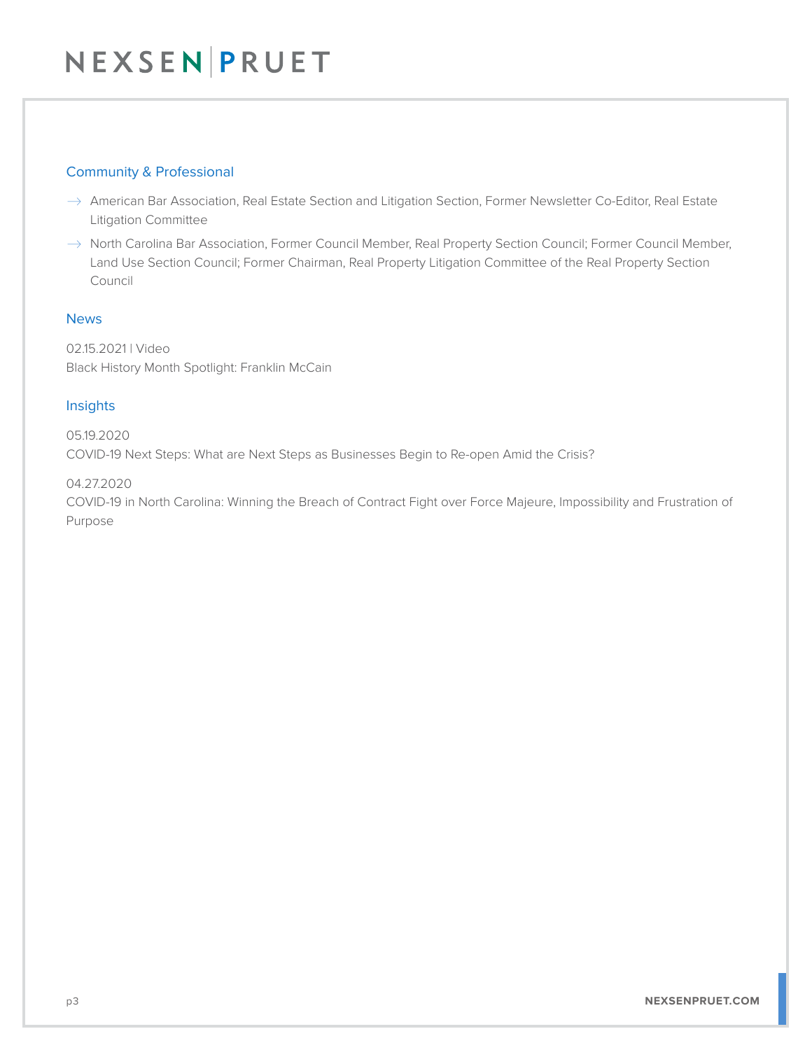## Community & Professional

- American Bar Association, Real Estate Section and Litigation Section, Former Newsletter Co-Editor, Real Estate Litigation Committee
- North Carolina Bar Association, Former Council Member, Real Property Section Council; Former Council Member, Land Use Section Council; Former Chairman, Real Property Litigation Committee of the Real Property Section Council

## News

02.15.2021 | Video
Black History Month Spotlight: Franklin McCain

## Insights

05.19.2020
COVID-19 Next Steps: What are Next Steps as Businesses Begin to Re-open Amid the Crisis?

04.27.2020
COVID-19 in North Carolina: Winning the Breach of Contract Fight over Force Majeure, Impossibility and Frustration of Purpose